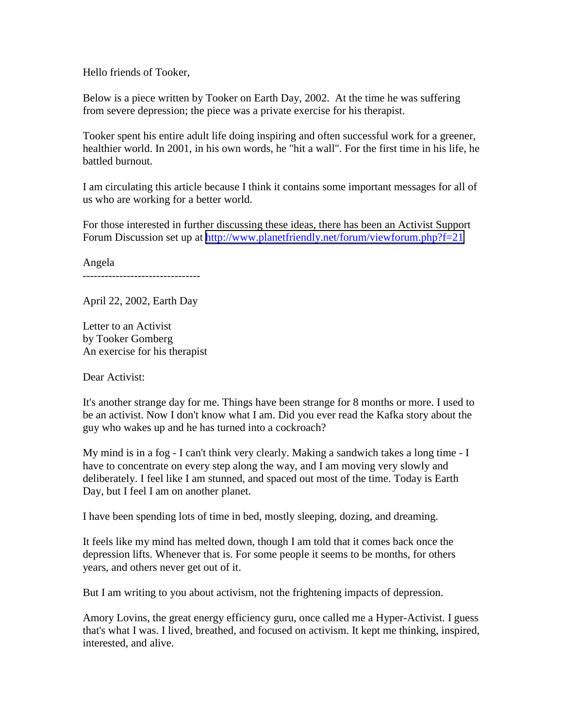Hello friends of Tooker,

Below is a piece written by Tooker on Earth Day, 2002. At the time he was suffering from severe depression; the piece was a private exercise for his therapist.

Tooker spent his entire adult life doing inspiring and often successful work for a greener, healthier world. In 2001, in his own words, he "hit a wall". For the first time in his life, he battled burnout.

I am circulating this article because I think it contains some important messages for all of us who are working for a better world.

For those interested in further discussing these ideas, there has been an Activist Support Forum Discussion set up at http://www.planetfriendly.net/forum/viewforum.php?f=21

Angela

--------------------------------

April 22, 2002, Earth Day

Letter to an Activist
by Tooker Gomberg
An exercise for his therapist

Dear Activist:

It's another strange day for me. Things have been strange for 8 months or more. I used to be an activist. Now I don't know what I am. Did you ever read the Kafka story about the guy who wakes up and he has turned into a cockroach?

My mind is in a fog - I can't think very clearly. Making a sandwich takes a long time - I have to concentrate on every step along the way, and I am moving very slowly and deliberately. I feel like I am stunned, and spaced out most of the time. Today is Earth Day, but I feel I am on another planet.

I have been spending lots of time in bed, mostly sleeping, dozing, and dreaming.

It feels like my mind has melted down, though I am told that it comes back once the depression lifts. Whenever that is. For some people it seems to be months, for others years, and others never get out of it.

But I am writing to you about activism, not the frightening impacts of depression.

Amory Lovins, the great energy efficiency guru, once called me a Hyper-Activist. I guess that's what I was. I lived, breathed, and focused on activism. It kept me thinking, inspired, interested, and alive.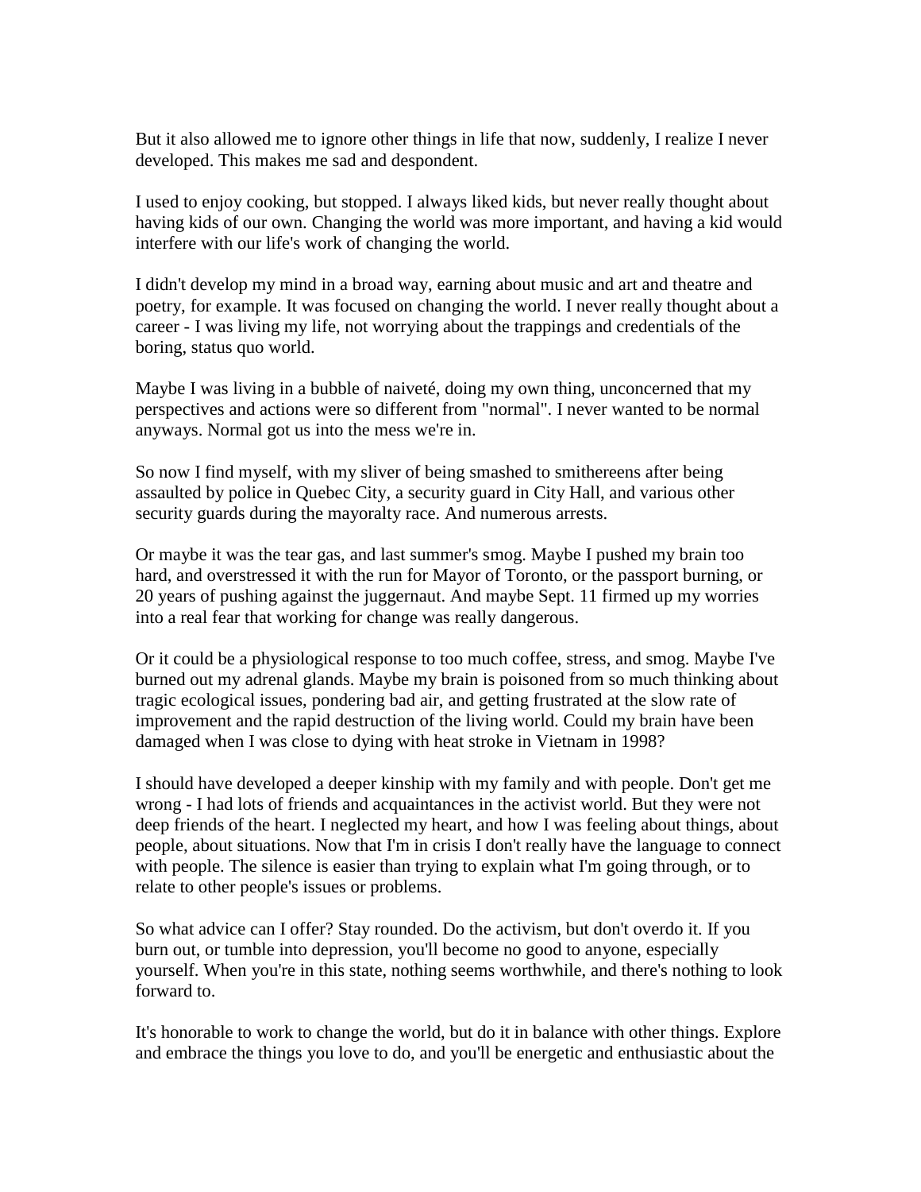But it also allowed me to ignore other things in life that now, suddenly, I realize I never developed. This makes me sad and despondent.

I used to enjoy cooking, but stopped. I always liked kids, but never really thought about having kids of our own. Changing the world was more important, and having a kid would interfere with our life's work of changing the world.

I didn't develop my mind in a broad way, earning about music and art and theatre and poetry, for example. It was focused on changing the world. I never really thought about a career - I was living my life, not worrying about the trappings and credentials of the boring, status quo world.

Maybe I was living in a bubble of naiveté, doing my own thing, unconcerned that my perspectives and actions were so different from "normal". I never wanted to be normal anyways. Normal got us into the mess we're in.

So now I find myself, with my sliver of being smashed to smithereens after being assaulted by police in Quebec City, a security guard in City Hall, and various other security guards during the mayoralty race. And numerous arrests.

Or maybe it was the tear gas, and last summer's smog. Maybe I pushed my brain too hard, and overstressed it with the run for Mayor of Toronto, or the passport burning, or 20 years of pushing against the juggernaut. And maybe Sept. 11 firmed up my worries into a real fear that working for change was really dangerous.

Or it could be a physiological response to too much coffee, stress, and smog. Maybe I've burned out my adrenal glands. Maybe my brain is poisoned from so much thinking about tragic ecological issues, pondering bad air, and getting frustrated at the slow rate of improvement and the rapid destruction of the living world. Could my brain have been damaged when I was close to dying with heat stroke in Vietnam in 1998?

I should have developed a deeper kinship with my family and with people. Don't get me wrong - I had lots of friends and acquaintances in the activist world. But they were not deep friends of the heart. I neglected my heart, and how I was feeling about things, about people, about situations. Now that I'm in crisis I don't really have the language to connect with people. The silence is easier than trying to explain what I'm going through, or to relate to other people's issues or problems.

So what advice can I offer? Stay rounded. Do the activism, but don't overdo it. If you burn out, or tumble into depression, you'll become no good to anyone, especially yourself. When you're in this state, nothing seems worthwhile, and there's nothing to look forward to.

It's honorable to work to change the world, but do it in balance with other things. Explore and embrace the things you love to do, and you'll be energetic and enthusiastic about the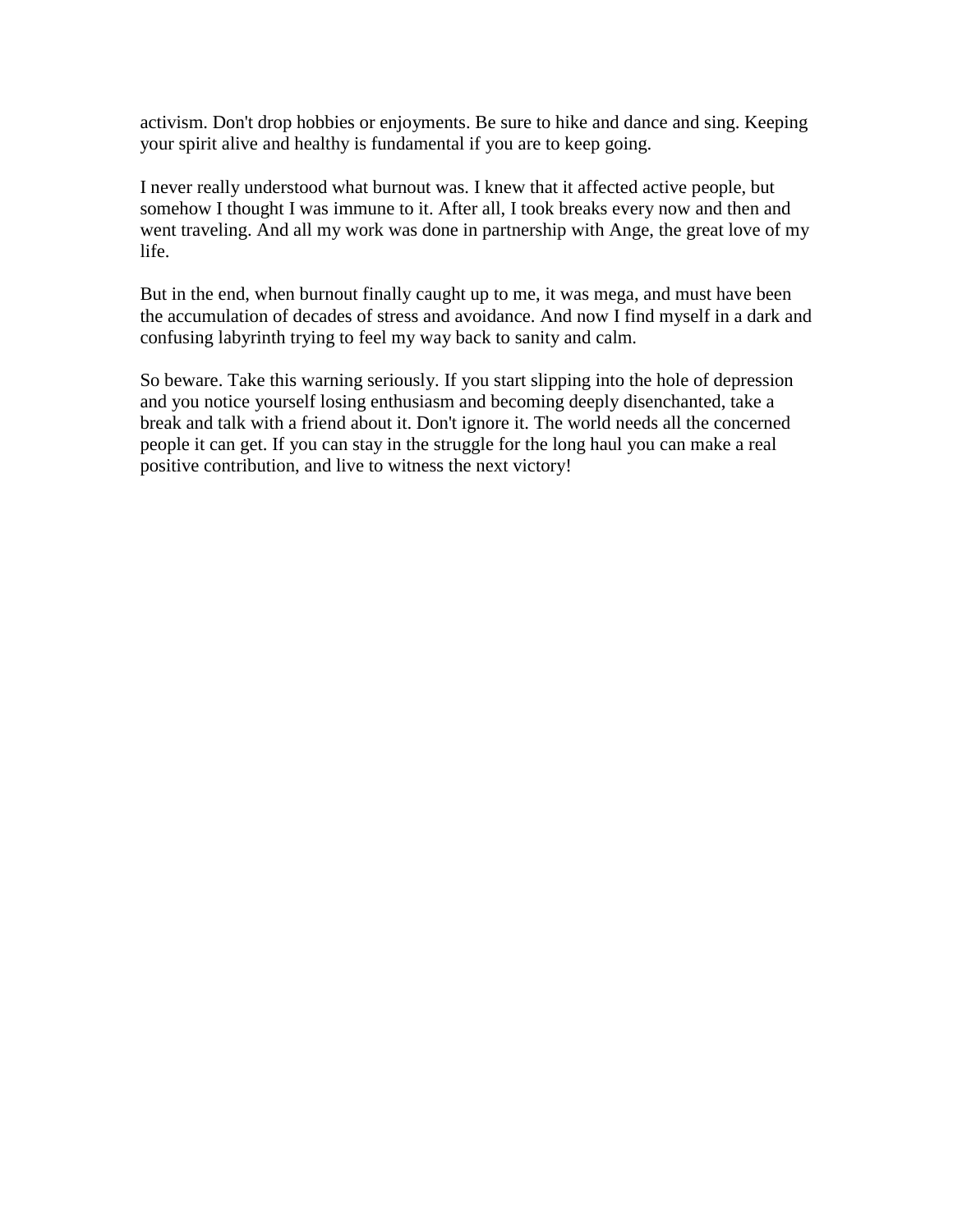activism. Don't drop hobbies or enjoyments. Be sure to hike and dance and sing. Keeping your spirit alive and healthy is fundamental if you are to keep going.

I never really understood what burnout was. I knew that it affected active people, but somehow I thought I was immune to it. After all, I took breaks every now and then and went traveling. And all my work was done in partnership with Ange, the great love of my life.

But in the end, when burnout finally caught up to me, it was mega, and must have been the accumulation of decades of stress and avoidance. And now I find myself in a dark and confusing labyrinth trying to feel my way back to sanity and calm.

So beware. Take this warning seriously. If you start slipping into the hole of depression and you notice yourself losing enthusiasm and becoming deeply disenchanted, take a break and talk with a friend about it. Don't ignore it. The world needs all the concerned people it can get. If you can stay in the struggle for the long haul you can make a real positive contribution, and live to witness the next victory!